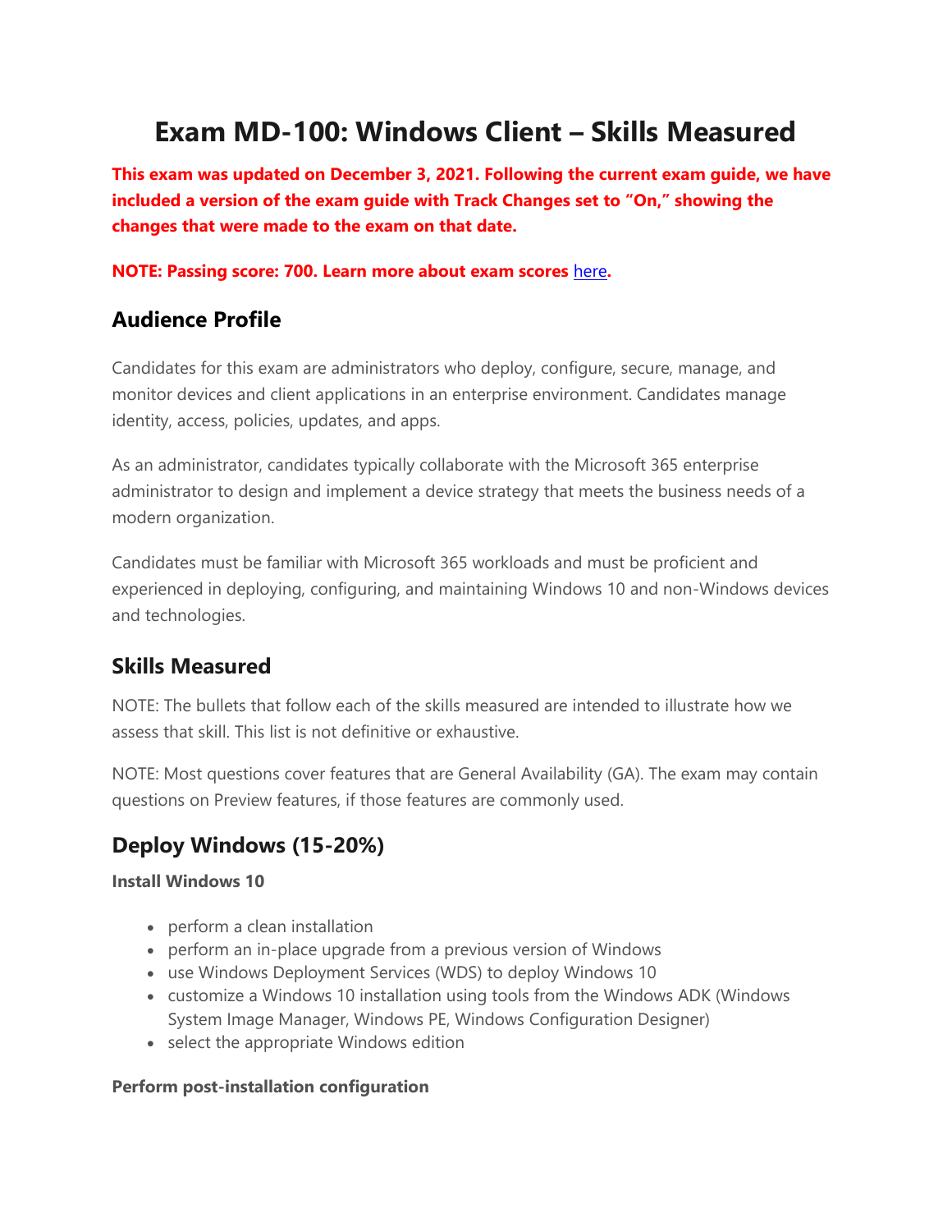# Exam MD-100: Windows Client – Skills Measured

**This exam was updated on December 3, 2021. Following the current exam guide, we have included a version of the exam guide with Track Changes set to "On," showing the changes that were made to the exam on that date.**

**NOTE: Passing score: 700. Learn more about exam scores [here](here).**

## Audience Profile

Candidates for this exam are administrators who deploy, configure, secure, manage, and monitor devices and client applications in an enterprise environment. Candidates manage identity, access, policies, updates, and apps.

As an administrator, candidates typically collaborate with the Microsoft 365 enterprise administrator to design and implement a device strategy that meets the business needs of a modern organization.

Candidates must be familiar with Microsoft 365 workloads and must be proficient and experienced in deploying, configuring, and maintaining Windows 10 and non-Windows devices and technologies.

## Skills Measured

NOTE: The bullets that follow each of the skills measured are intended to illustrate how we assess that skill. This list is not definitive or exhaustive.

NOTE: Most questions cover features that are General Availability (GA). The exam may contain questions on Preview features, if those features are commonly used.

## Deploy Windows (15-20%)

### Install Windows 10

- perform a clean installation
- perform an in-place upgrade from a previous version of Windows
- use Windows Deployment Services (WDS) to deploy Windows 10
- customize a Windows 10 installation using tools from the Windows ADK (Windows System Image Manager, Windows PE, Windows Configuration Designer)
- select the appropriate Windows edition

### Perform post-installation configuration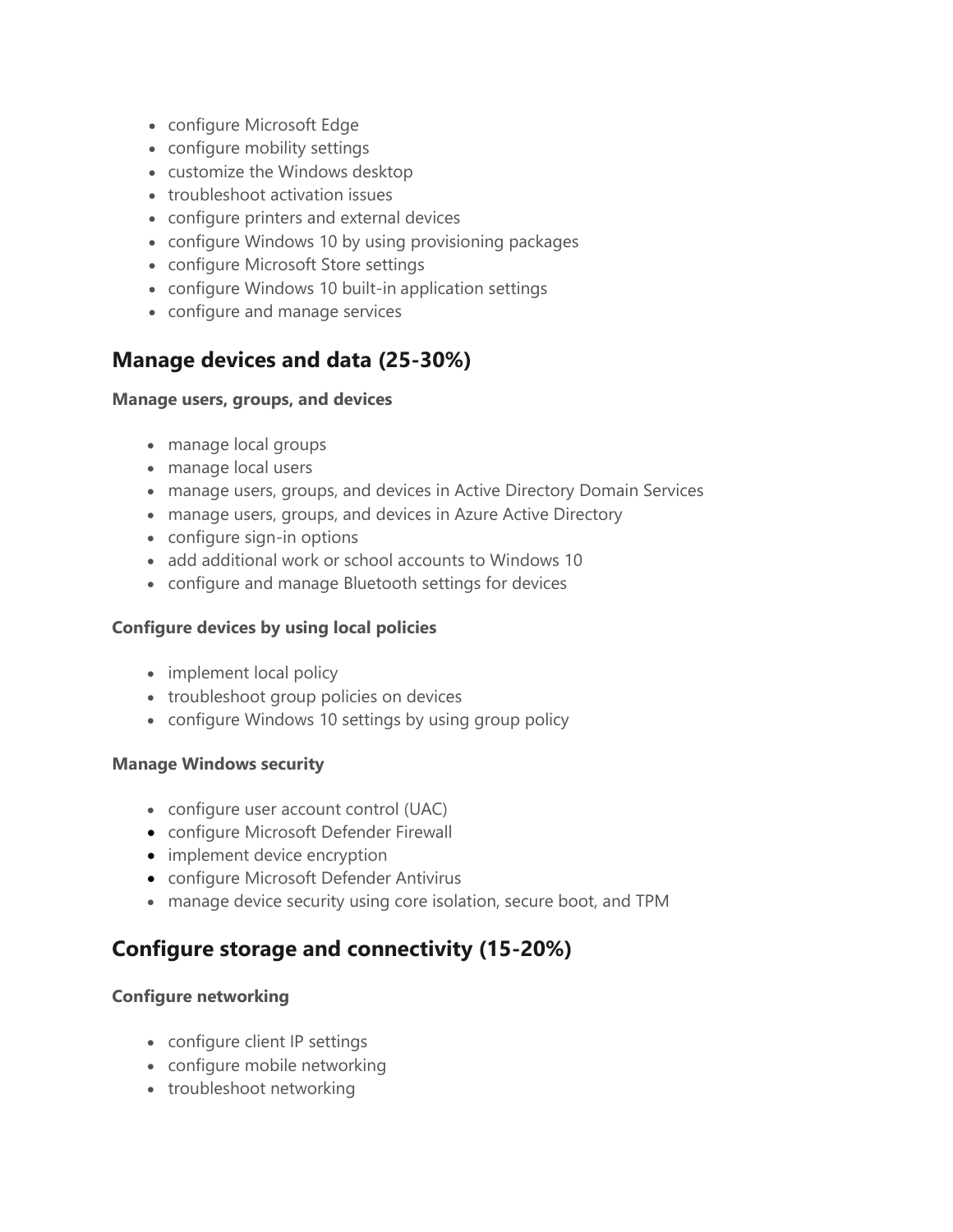- configure Microsoft Edge
- configure mobility settings
- customize the Windows desktop
- troubleshoot activation issues
- configure printers and external devices
- configure Windows 10 by using provisioning packages
- configure Microsoft Store settings
- configure Windows 10 built-in application settings
- configure and manage services

## Manage devices and data (25-30%)

**Manage users, groups, and devices**

- manage local groups
- manage local users
- manage users, groups, and devices in Active Directory Domain Services
- manage users, groups, and devices in Azure Active Directory
- configure sign-in options
- add additional work or school accounts to Windows 10
- configure and manage Bluetooth settings for devices

**Configure devices by using local policies**

- implement local policy
- troubleshoot group policies on devices
- configure Windows 10 settings by using group policy

**Manage Windows security**

- configure user account control (UAC)
- configure Microsoft Defender Firewall
- implement device encryption
- configure Microsoft Defender Antivirus
- manage device security using core isolation, secure boot, and TPM

## Configure storage and connectivity (15-20%)

**Configure networking**

- configure client IP settings
- configure mobile networking
- troubleshoot networking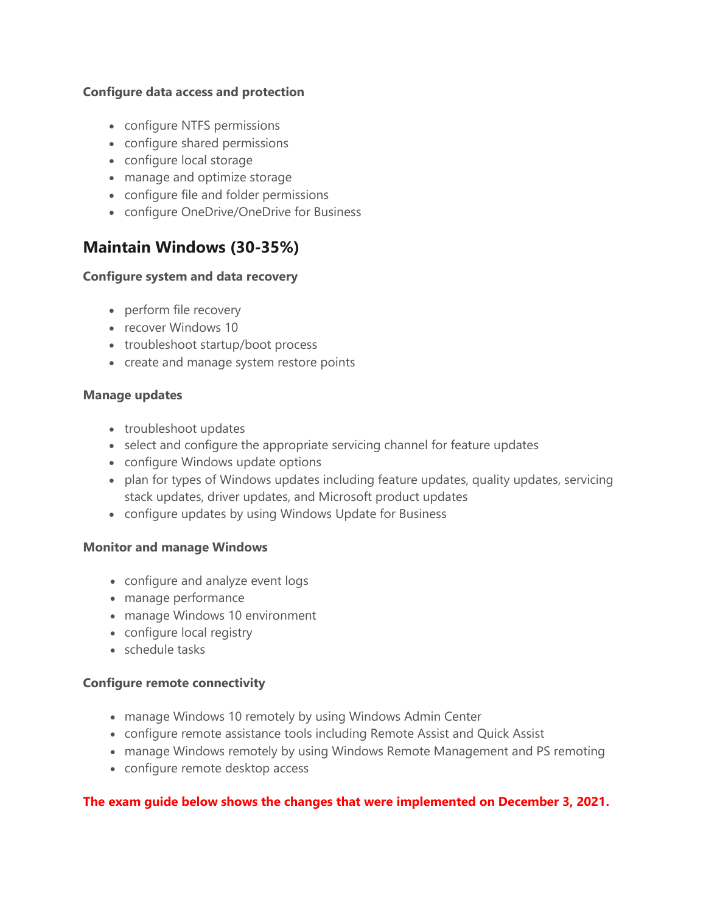**Configure data access and protection**

- configure NTFS permissions
- configure shared permissions
- configure local storage
- manage and optimize storage
- configure file and folder permissions
- configure OneDrive/OneDrive for Business

## Maintain Windows (30-35%)

**Configure system and data recovery**

- perform file recovery
- recover Windows 10
- troubleshoot startup/boot process
- create and manage system restore points

**Manage updates**

- troubleshoot updates
- select and configure the appropriate servicing channel for feature updates
- configure Windows update options
- plan for types of Windows updates including feature updates, quality updates, servicing stack updates, driver updates, and Microsoft product updates
- configure updates by using Windows Update for Business

**Monitor and manage Windows**

- configure and analyze event logs
- manage performance
- manage Windows 10 environment
- configure local registry
- schedule tasks

**Configure remote connectivity**

- manage Windows 10 remotely by using Windows Admin Center
- configure remote assistance tools including Remote Assist and Quick Assist
- manage Windows remotely by using Windows Remote Management and PS remoting
- configure remote desktop access

**The exam guide below shows the changes that were implemented on December 3, 2021.**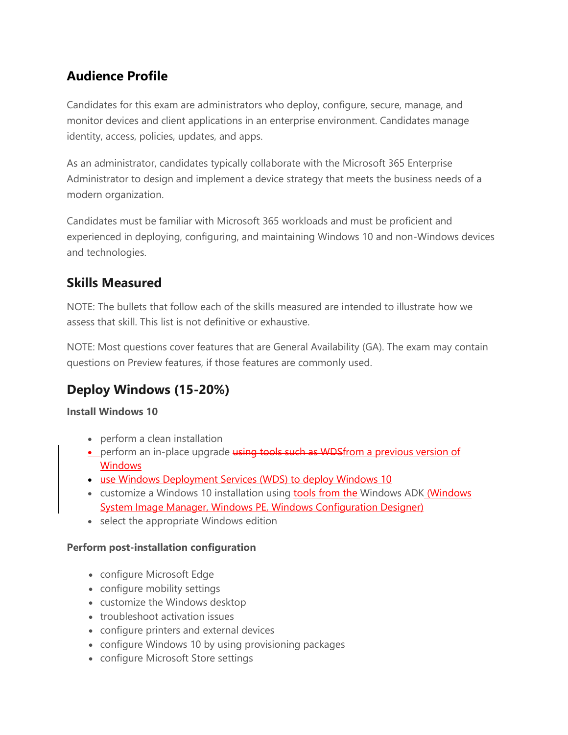## Audience Profile

Candidates for this exam are administrators who deploy, configure, secure, manage, and monitor devices and client applications in an enterprise environment. Candidates manage identity, access, policies, updates, and apps.

As an administrator, candidates typically collaborate with the Microsoft 365 Enterprise Administrator to design and implement a device strategy that meets the business needs of a modern organization.

Candidates must be familiar with Microsoft 365 workloads and must be proficient and experienced in deploying, configuring, and maintaining Windows 10 and non-Windows devices and technologies.

## Skills Measured

NOTE: The bullets that follow each of the skills measured are intended to illustrate how we assess that skill. This list is not definitive or exhaustive.

NOTE: Most questions cover features that are General Availability (GA). The exam may contain questions on Preview features, if those features are commonly used.

## Deploy Windows (15-20%)

**Install Windows 10**

- perform a clean installation
- perform an in-place upgrade ~~using tools such as WDS~~from a previous version of Windows
- use Windows Deployment Services (WDS) to deploy Windows 10
- customize a Windows 10 installation using tools from the Windows ADK (Windows System Image Manager, Windows PE, Windows Configuration Designer)
- select the appropriate Windows edition

**Perform post-installation configuration**

- configure Microsoft Edge
- configure mobility settings
- customize the Windows desktop
- troubleshoot activation issues
- configure printers and external devices
- configure Windows 10 by using provisioning packages
- configure Microsoft Store settings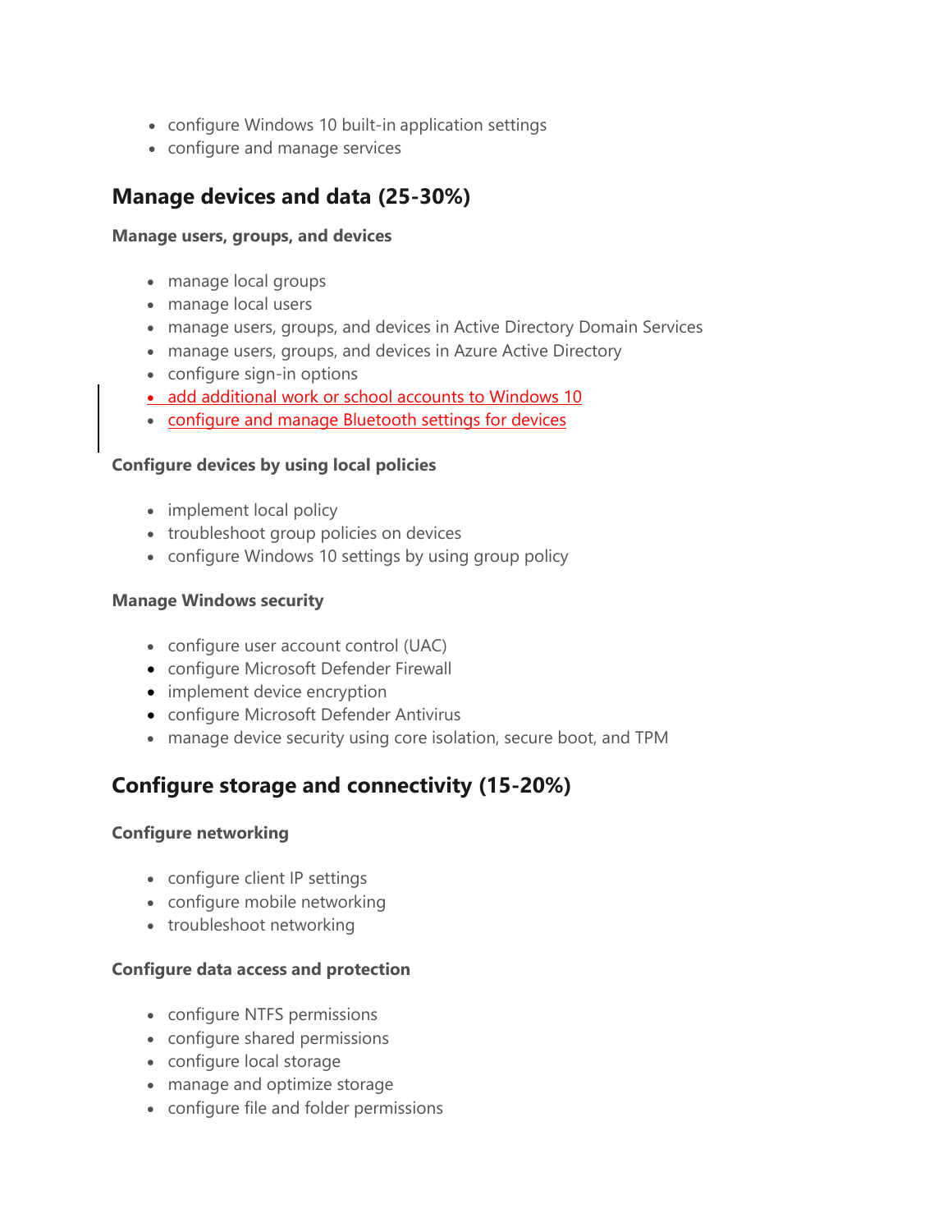- configure Windows 10 built-in application settings
- configure and manage services

## Manage devices and data (25-30%)

**Manage users, groups, and devices**

- manage local groups
- manage local users
- manage users, groups, and devices in Active Directory Domain Services
- manage users, groups, and devices in Azure Active Directory
- configure sign-in options
- add additional work or school accounts to Windows 10
- configure and manage Bluetooth settings for devices

**Configure devices by using local policies**

- implement local policy
- troubleshoot group policies on devices
- configure Windows 10 settings by using group policy

**Manage Windows security**

- configure user account control (UAC)
- configure Microsoft Defender Firewall
- implement device encryption
- configure Microsoft Defender Antivirus
- manage device security using core isolation, secure boot, and TPM

## Configure storage and connectivity (15-20%)

**Configure networking**

- configure client IP settings
- configure mobile networking
- troubleshoot networking

**Configure data access and protection**

- configure NTFS permissions
- configure shared permissions
- configure local storage
- manage and optimize storage
- configure file and folder permissions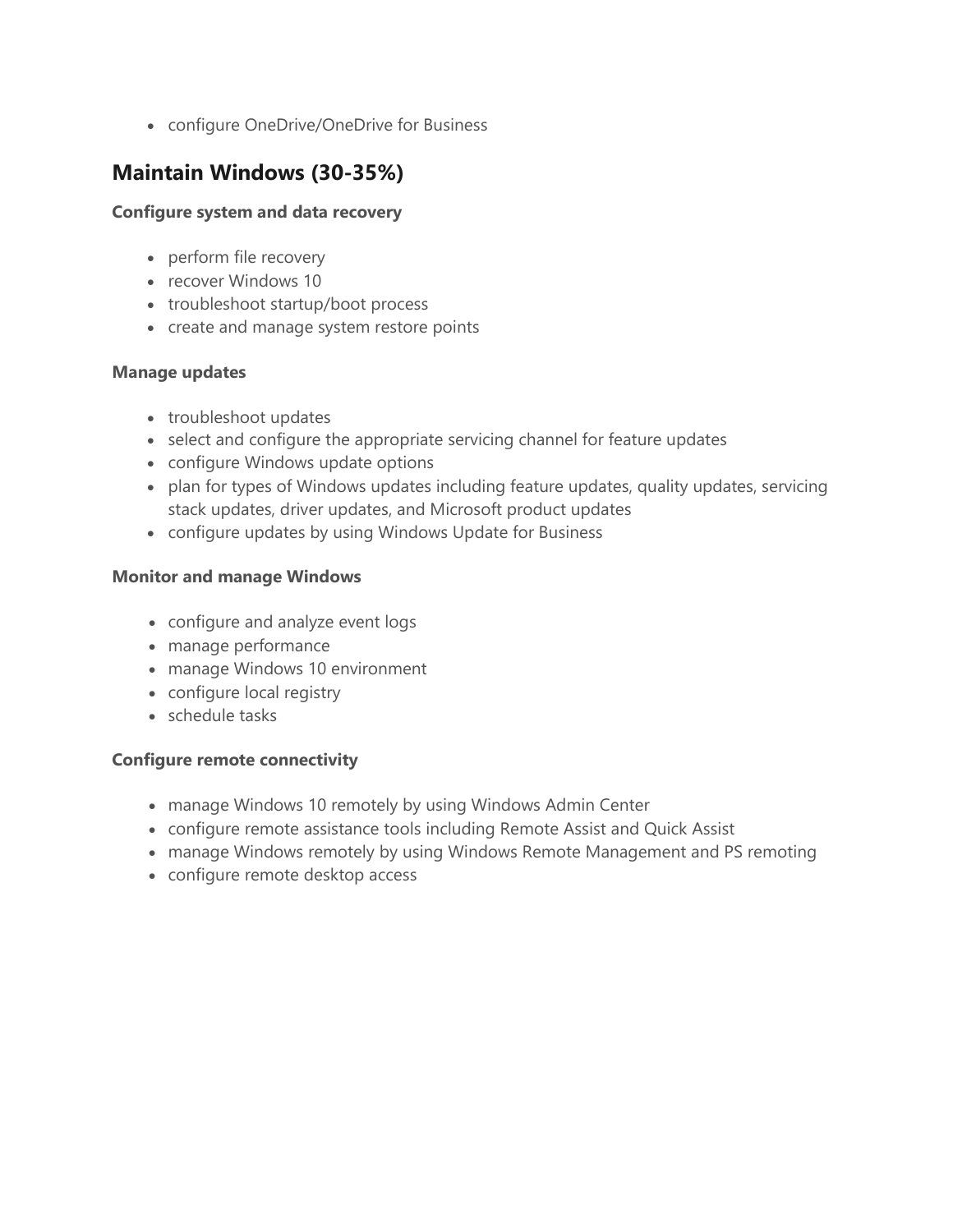- configure OneDrive/OneDrive for Business

## Maintain Windows (30-35%)

**Configure system and data recovery**

- perform file recovery
- recover Windows 10
- troubleshoot startup/boot process
- create and manage system restore points

**Manage updates**

- troubleshoot updates
- select and configure the appropriate servicing channel for feature updates
- configure Windows update options
- plan for types of Windows updates including feature updates, quality updates, servicing stack updates, driver updates, and Microsoft product updates
- configure updates by using Windows Update for Business

**Monitor and manage Windows**

- configure and analyze event logs
- manage performance
- manage Windows 10 environment
- configure local registry
- schedule tasks

**Configure remote connectivity**

- manage Windows 10 remotely by using Windows Admin Center
- configure remote assistance tools including Remote Assist and Quick Assist
- manage Windows remotely by using Windows Remote Management and PS remoting
- configure remote desktop access